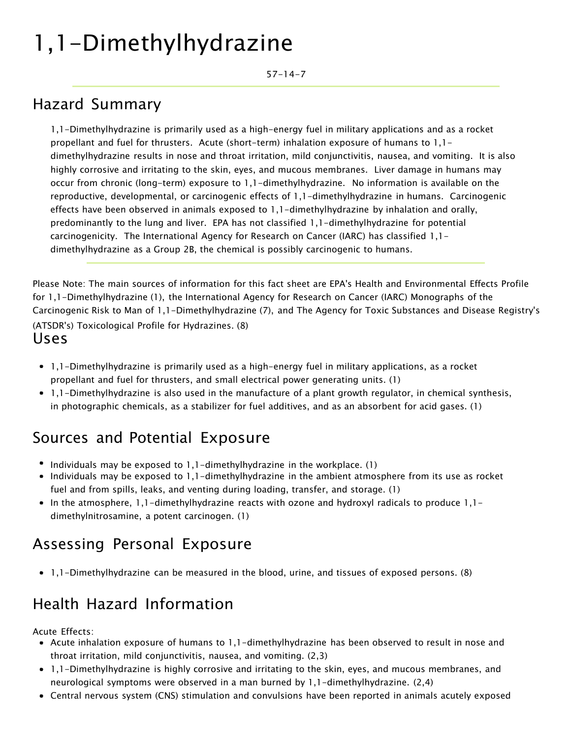# 1,1-Dimethylhydrazine

57-14-7

## Hazard Summary

1,1-Dimethylhydrazine is primarily used as a high-energy fuel in military applications and as a rocket propellant and fuel for thrusters. Acute (short-term) inhalation exposure of humans to 1,1-dimethylhydrazine results in nose and throat irritation, mild conjunctivitis, nausea, and vomiting. It is also highly corrosive and irritating to the skin, eyes, and mucous membranes. Liver damage in humans may occur from chronic (long-term) exposure to 1,1-dimethylhydrazine. No information is available on the reproductive, developmental, or carcinogenic effects of 1,1-dimethylhydrazine in humans. Carcinogenic effects have been observed in animals exposed to 1,1-dimethylhydrazine by inhalation and orally, predominantly to the lung and liver. EPA has not classified 1,1-dimethylhydrazine for potential carcinogenicity. The International Agency for Research on Cancer (IARC) has classified 1,1-dimethylhydrazine as a Group 2B, the chemical is possibly carcinogenic to humans.

Please Note: The main sources of information for this fact sheet are EPA's Health and Environmental Effects Profile for 1,1-Dimethylhydrazine (1), the International Agency for Research on Cancer (IARC) Monographs of the Carcinogenic Risk to Man of 1,1-Dimethylhydrazine (7), and The Agency for Toxic Substances and Disease Registry's (ATSDR's) Toxicological Profile for Hydrazines. (8)

## Uses

- 1,1-Dimethylhydrazine is primarily used as a high-energy fuel in military applications, as a rocket propellant and fuel for thrusters, and small electrical power generating units. (1)
- 1,1-Dimethylhydrazine is also used in the manufacture of a plant growth regulator, in chemical synthesis, in photographic chemicals, as a stabilizer for fuel additives, and as an absorbent for acid gases. (1)

## Sources and Potential Exposure

- Individuals may be exposed to 1,1-dimethylhydrazine in the workplace. (1)
- Individuals may be exposed to 1,1-dimethylhydrazine in the ambient atmosphere from its use as rocket fuel and from spills, leaks, and venting during loading, transfer, and storage. (1)
- In the atmosphere, 1,1-dimethylhydrazine reacts with ozone and hydroxyl radicals to produce 1,1-dimethylnitrosamine, a potent carcinogen. (1)

## Assessing Personal Exposure

- 1,1-Dimethylhydrazine can be measured in the blood, urine, and tissues of exposed persons. (8)

## Health Hazard Information

Acute Effects:

- Acute inhalation exposure of humans to 1,1-dimethylhydrazine has been observed to result in nose and throat irritation, mild conjunctivitis, nausea, and vomiting. (2,3)
- 1,1-Dimethylhydrazine is highly corrosive and irritating to the skin, eyes, and mucous membranes, and neurological symptoms were observed in a man burned by 1,1-dimethylhydrazine. (2,4)
- Central nervous system (CNS) stimulation and convulsions have been reported in animals acutely exposed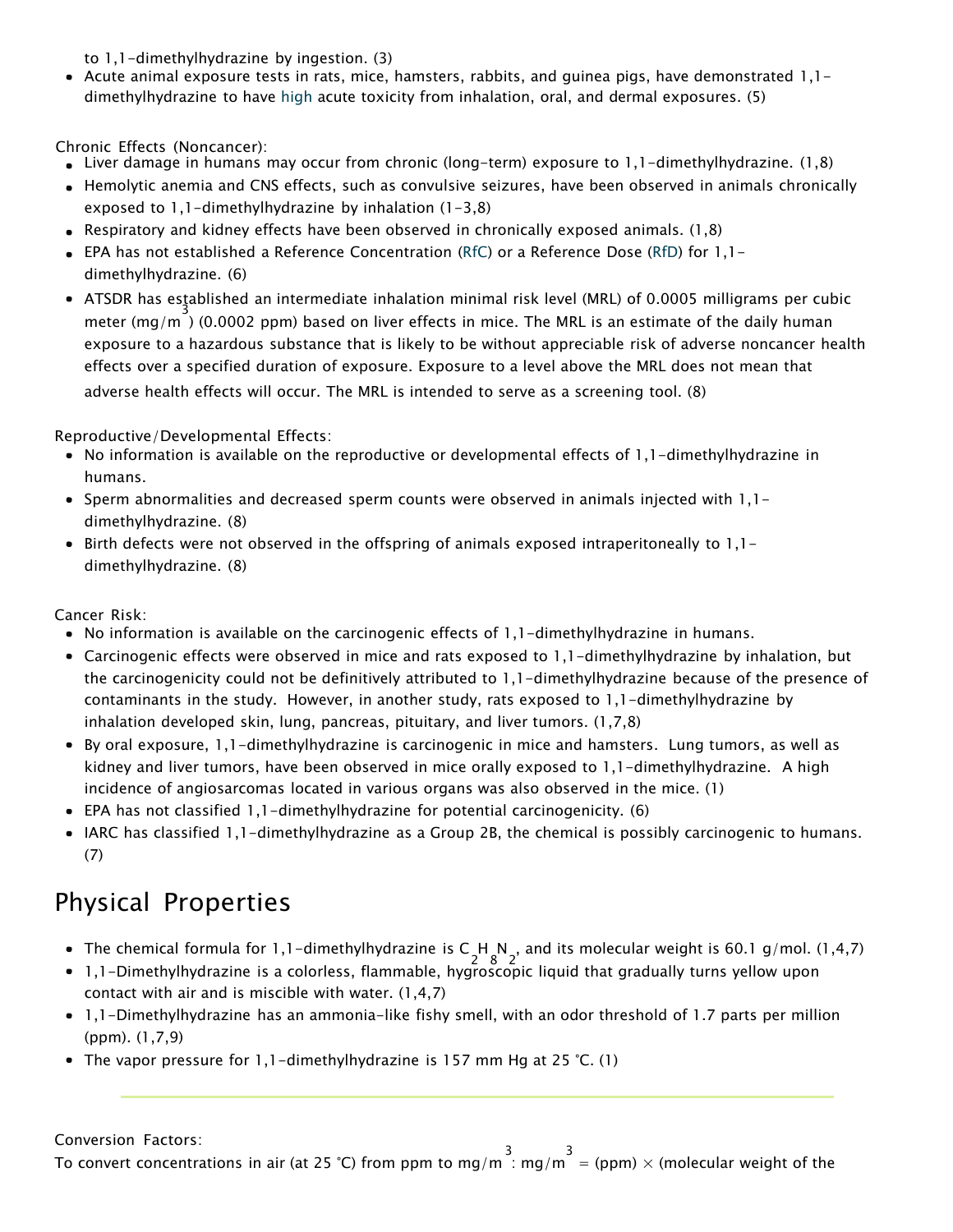to 1,1-dimethylhydrazine by ingestion. (3)
- Acute animal exposure tests in rats, mice, hamsters, rabbits, and guinea pigs, have demonstrated 1,1-dimethylhydrazine to have high acute toxicity from inhalation, oral, and dermal exposures. (5)

Chronic Effects (Noncancer):

- Liver damage in humans may occur from chronic (long-term) exposure to 1,1-dimethylhydrazine. (1,8)
- Hemolytic anemia and CNS effects, such as convulsive seizures, have been observed in animals chronically exposed to 1,1-dimethylhydrazine by inhalation (1-3,8)
- Respiratory and kidney effects have been observed in chronically exposed animals. (1,8)
- EPA has not established a Reference Concentration (RfC) or a Reference Dose (RfD) for 1,1-dimethylhydrazine. (6)
- ATSDR has established an intermediate inhalation minimal risk level (MRL) of 0.0005 milligrams per cubic meter ($mg/m^3$) (0.0002 ppm) based on liver effects in mice. The MRL is an estimate of the daily human exposure to a hazardous substance that is likely to be without appreciable risk of adverse noncancer health effects over a specified duration of exposure. Exposure to a level above the MRL does not mean that adverse health effects will occur. The MRL is intended to serve as a screening tool. (8)

Reproductive/Developmental Effects:

- No information is available on the reproductive or developmental effects of 1,1-dimethylhydrazine in humans.
- Sperm abnormalities and decreased sperm counts were observed in animals injected with 1,1-dimethylhydrazine. (8)
- Birth defects were not observed in the offspring of animals exposed intraperitoneally to 1,1-dimethylhydrazine. (8)

Cancer Risk:

- No information is available on the carcinogenic effects of 1,1-dimethylhydrazine in humans.
- Carcinogenic effects were observed in mice and rats exposed to 1,1-dimethylhydrazine by inhalation, but the carcinogenicity could not be definitively attributed to 1,1-dimethylhydrazine because of the presence of contaminants in the study. However, in another study, rats exposed to 1,1-dimethylhydrazine by inhalation developed skin, lung, pancreas, pituitary, and liver tumors. (1,7,8)
- By oral exposure, 1,1-dimethylhydrazine is carcinogenic in mice and hamsters. Lung tumors, as well as kidney and liver tumors, have been observed in mice orally exposed to 1,1-dimethylhydrazine. A high incidence of angiosarcomas located in various organs was also observed in the mice. (1)
- EPA has not classified 1,1-dimethylhydrazine for potential carcinogenicity. (6)
- IARC has classified 1,1-dimethylhydrazine as a Group 2B, the chemical is possibly carcinogenic to humans. (7)

## Physical Properties

- The chemical formula for 1,1-dimethylhydrazine is $C_2H_8N_2$, and its molecular weight is 60.1 g/mol. (1,4,7)
- 1,1-Dimethylhydrazine is a colorless, flammable, hygroscopic liquid that gradually turns yellow upon contact with air and is miscible with water. (1,4,7)
- 1,1-Dimethylhydrazine has an ammonia-like fishy smell, with an odor threshold of 1.7 parts per million (ppm). (1,7,9)
- The vapor pressure for 1,1-dimethylhydrazine is 157 mm Hg at 25 °C. (1)

---

Conversion Factors:
To convert concentrations in air (at 25 °C) from ppm to $mg/m^3$: $mg/m^3$ = (ppm) × (molecular weight of the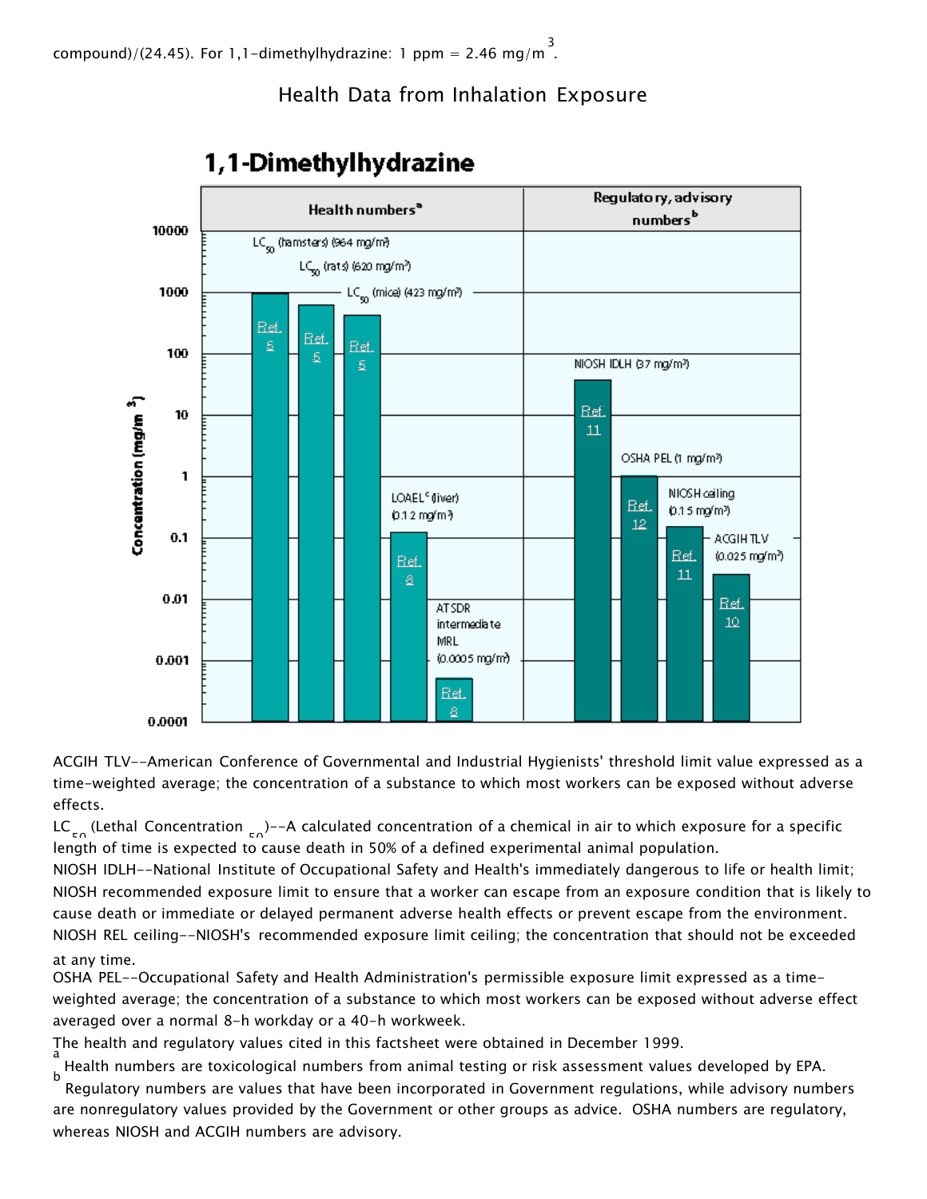compound)/(24.45). For 1,1-dimethylhydrazine: 1 ppm = 2.46 mg/m$^3$.

## Health Data from Inhalation Exposure

ACGIH TLV--American Conference of Governmental and Industrial Hygienists' threshold limit value expressed as a time-weighted average; the concentration of a substance to which most workers can be exposed without adverse effects.

$LC_{50}$ (Lethal Concentration $_{50}$)--A calculated concentration of a chemical in air to which exposure for a specific length of time is expected to cause death in 50% of a defined experimental animal population.

NIOSH IDLH--National Institute of Occupational Safety and Health's immediately dangerous to life or health limit; NIOSH recommended exposure limit to ensure that a worker can escape from an exposure condition that is likely to cause death or immediate or delayed permanent adverse health effects or prevent escape from the environment.

NIOSH REL ceiling--NIOSH's recommended exposure limit ceiling; the concentration that should not be exceeded at any time.

OSHA PEL--Occupational Safety and Health Administration's permissible exposure limit expressed as a time-weighted average; the concentration of a substance to which most workers can be exposed without adverse effect averaged over a normal 8-h workday or a 40-h workweek.

The health and regulatory values cited in this factsheet were obtained in December 1999.

[a] Health numbers are toxicological numbers from animal testing or risk assessment values developed by EPA.

[b] Regulatory numbers are values that have been incorporated in Government regulations, while advisory numbers are nonregulatory values provided by the Government or other groups as advice. OSHA numbers are regulatory, whereas NIOSH and ACGIH numbers are advisory.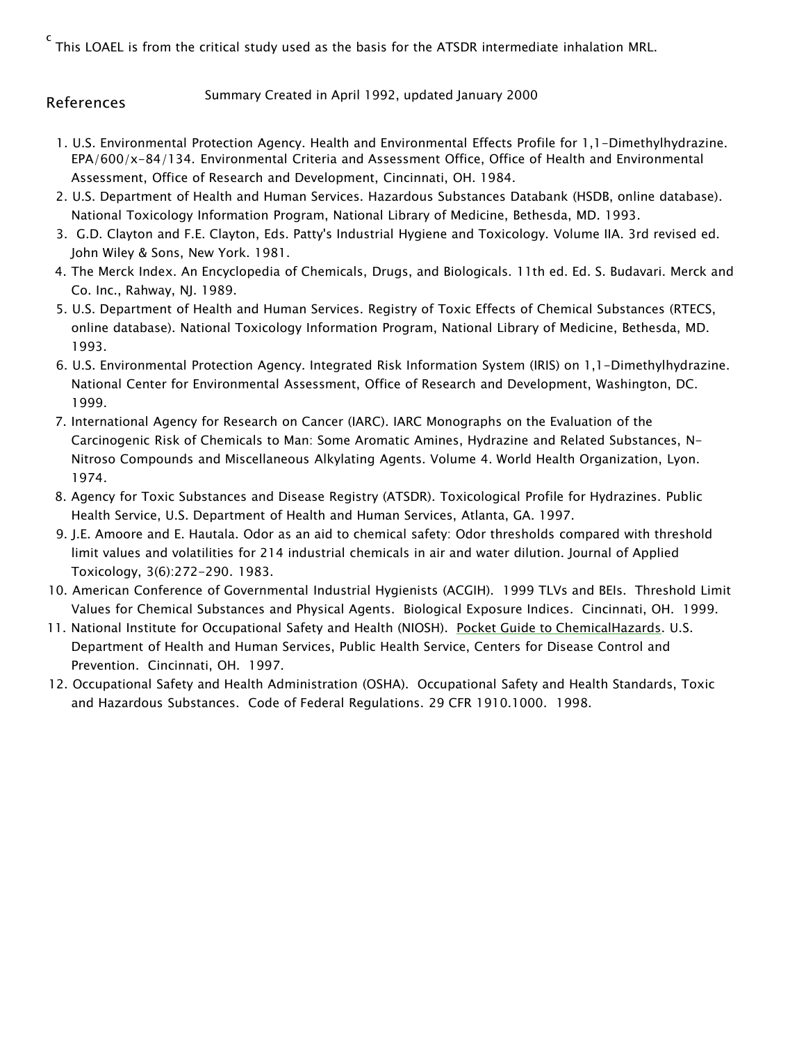[c] This LOAEL is from the critical study used as the basis for the ATSDR intermediate inhalation MRL.

## References

Summary Created in April 1992, updated January 2000

1. U.S. Environmental Protection Agency. Health and Environmental Effects Profile for 1,1-Dimethylhydrazine. EPA/600/x-84/134. Environmental Criteria and Assessment Office, Office of Health and Environmental Assessment, Office of Research and Development, Cincinnati, OH. 1984.
2. U.S. Department of Health and Human Services. Hazardous Substances Databank (HSDB, online database). National Toxicology Information Program, National Library of Medicine, Bethesda, MD. 1993.
3. G.D. Clayton and F.E. Clayton, Eds. Patty's Industrial Hygiene and Toxicology. Volume IIA. 3rd revised ed. John Wiley & Sons, New York. 1981.
4. The Merck Index. An Encyclopedia of Chemicals, Drugs, and Biologicals. 11th ed. Ed. S. Budavari. Merck and Co. Inc., Rahway, NJ. 1989.
5. U.S. Department of Health and Human Services. Registry of Toxic Effects of Chemical Substances (RTECS, online database). National Toxicology Information Program, National Library of Medicine, Bethesda, MD. 1993.
6. U.S. Environmental Protection Agency. Integrated Risk Information System (IRIS) on 1,1-Dimethylhydrazine. National Center for Environmental Assessment, Office of Research and Development, Washington, DC. 1999.
7. International Agency for Research on Cancer (IARC). IARC Monographs on the Evaluation of the Carcinogenic Risk of Chemicals to Man: Some Aromatic Amines, Hydrazine and Related Substances, N-Nitroso Compounds and Miscellaneous Alkylating Agents. Volume 4. World Health Organization, Lyon. 1974.
8. Agency for Toxic Substances and Disease Registry (ATSDR). Toxicological Profile for Hydrazines. Public Health Service, U.S. Department of Health and Human Services, Atlanta, GA. 1997.
9. J.E. Amoore and E. Hautala. Odor as an aid to chemical safety: Odor thresholds compared with threshold limit values and volatilities for 214 industrial chemicals in air and water dilution. Journal of Applied Toxicology, 3(6):272-290. 1983.
10. American Conference of Governmental Industrial Hygienists (ACGIH). 1999 TLVs and BEIs. Threshold Limit Values for Chemical Substances and Physical Agents. Biological Exposure Indices. Cincinnati, OH. 1999.
11. National Institute for Occupational Safety and Health (NIOSH). Pocket Guide to ChemicalHazards. U.S. Department of Health and Human Services, Public Health Service, Centers for Disease Control and Prevention. Cincinnati, OH. 1997.
12. Occupational Safety and Health Administration (OSHA). Occupational Safety and Health Standards, Toxic and Hazardous Substances. Code of Federal Regulations. 29 CFR 1910.1000. 1998.